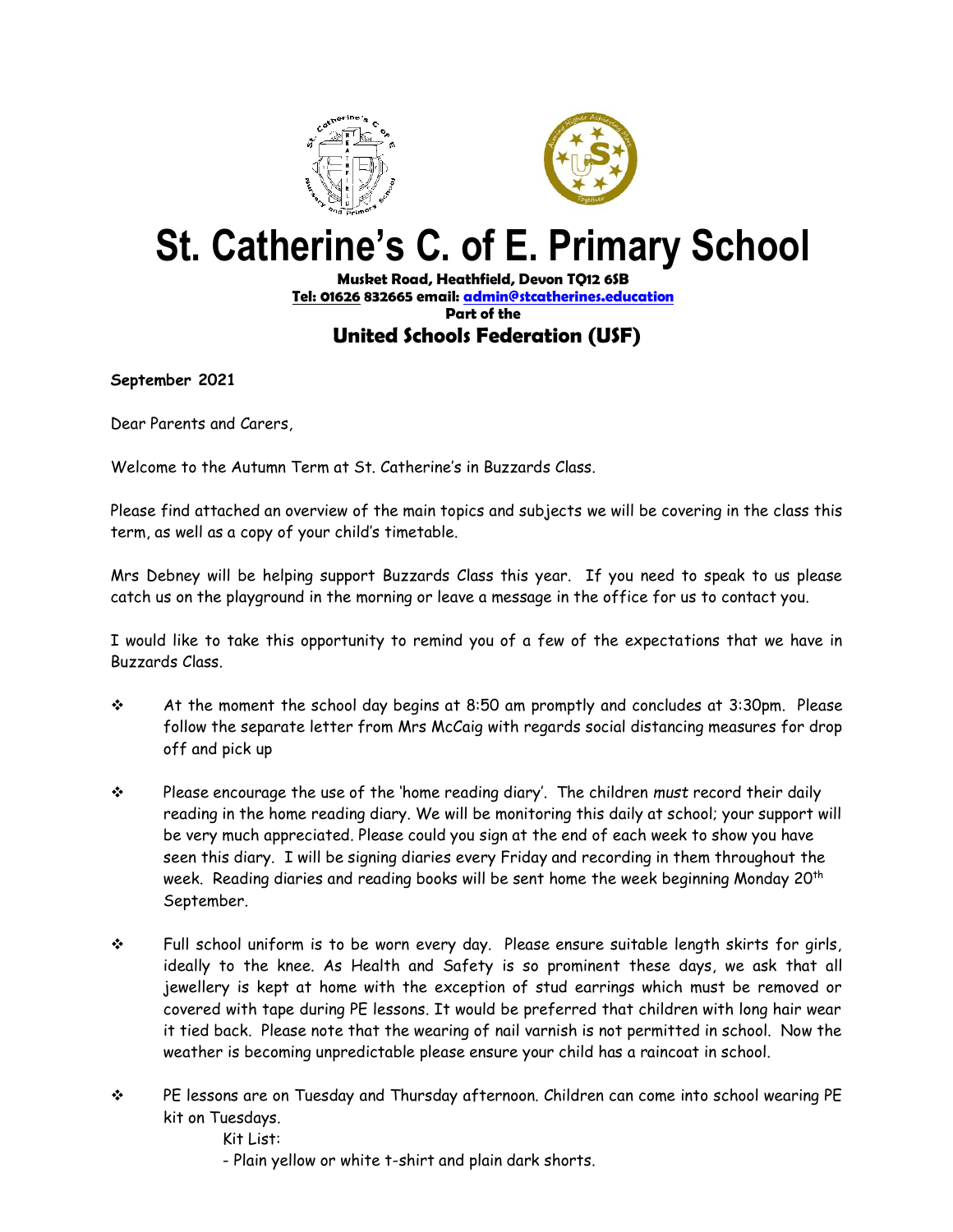# St. Catherine's C. of E. Primary School

**Musket Road, Heathfield, Devon TQ12 6SB**
**Tel: 01626 832665 email: admin@stcatherines.education**
**Part of the**
**United Schools Federation (USF)**

**September 2021**

Dear Parents and Carers,

Welcome to the Autumn Term at St. Catherine's in Buzzards Class.

Please find attached an overview of the main topics and subjects we will be covering in the class this term, as well as a copy of your child's timetable.

Mrs Debney will be helping support Buzzards Class this year. If you need to speak to us please catch us on the playground in the morning or leave a message in the office for us to contact you.

I would like to take this opportunity to remind you of a few of the expectations that we have in Buzzards Class.

- At the moment the school day begins at 8:50 am promptly and concludes at 3:30pm. Please follow the separate letter from Mrs McCaig with regards social distancing measures for drop off and pick up
- Please encourage the use of the 'home reading diary'. The children *must* record their daily reading in the home reading diary. We will be monitoring this daily at school; your support will be very much appreciated. Please could you sign at the end of each week to show you have seen this diary. I will be signing diaries every Friday and recording in them throughout the week. Reading diaries and reading books will be sent home the week beginning Monday 20th September.
- Full school uniform is to be worn every day. Please ensure suitable length skirts for girls, ideally to the knee. As Health and Safety is so prominent these days, we ask that all jewellery is kept at home with the exception of stud earrings which must be removed or covered with tape during PE lessons. It would be preferred that children with long hair wear it tied back. Please note that the wearing of nail varnish is not permitted in school. Now the weather is becoming unpredictable please ensure your child has a raincoat in school.
- PE lessons are on Tuesday and Thursday afternoon. Children can come into school wearing PE kit on Tuesdays.

  Kit List:

  - Plain yellow or white t-shirt and plain dark shorts.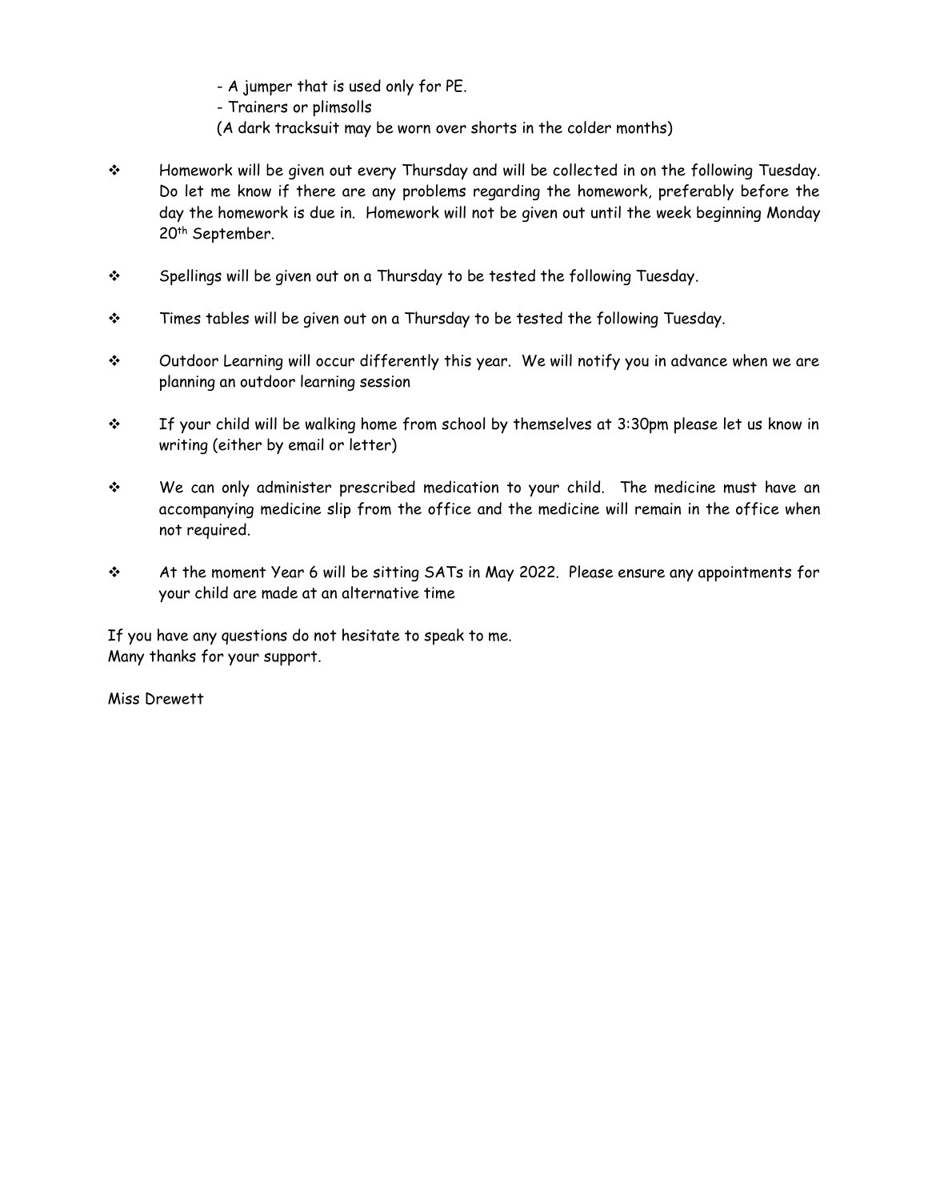- A jumper that is used only for PE.
- Trainers or plimsolls

(A dark tracksuit may be worn over shorts in the colder months)

- Homework will be given out every Thursday and will be collected in on the following Tuesday. Do let me know if there are any problems regarding the homework, preferably before the day the homework is due in. Homework will not be given out until the week beginning Monday 20th September.

- Spellings will be given out on a Thursday to be tested the following Tuesday.

- Times tables will be given out on a Thursday to be tested the following Tuesday.

- Outdoor Learning will occur differently this year. We will notify you in advance when we are planning an outdoor learning session

- If your child will be walking home from school by themselves at 3:30pm please let us know in writing (either by email or letter)

- We can only administer prescribed medication to your child. The medicine must have an accompanying medicine slip from the office and the medicine will remain in the office when not required.

- At the moment Year 6 will be sitting SATs in May 2022. Please ensure any appointments for your child are made at an alternative time

If you have any questions do not hesitate to speak to me.
Many thanks for your support.

Miss Drewett